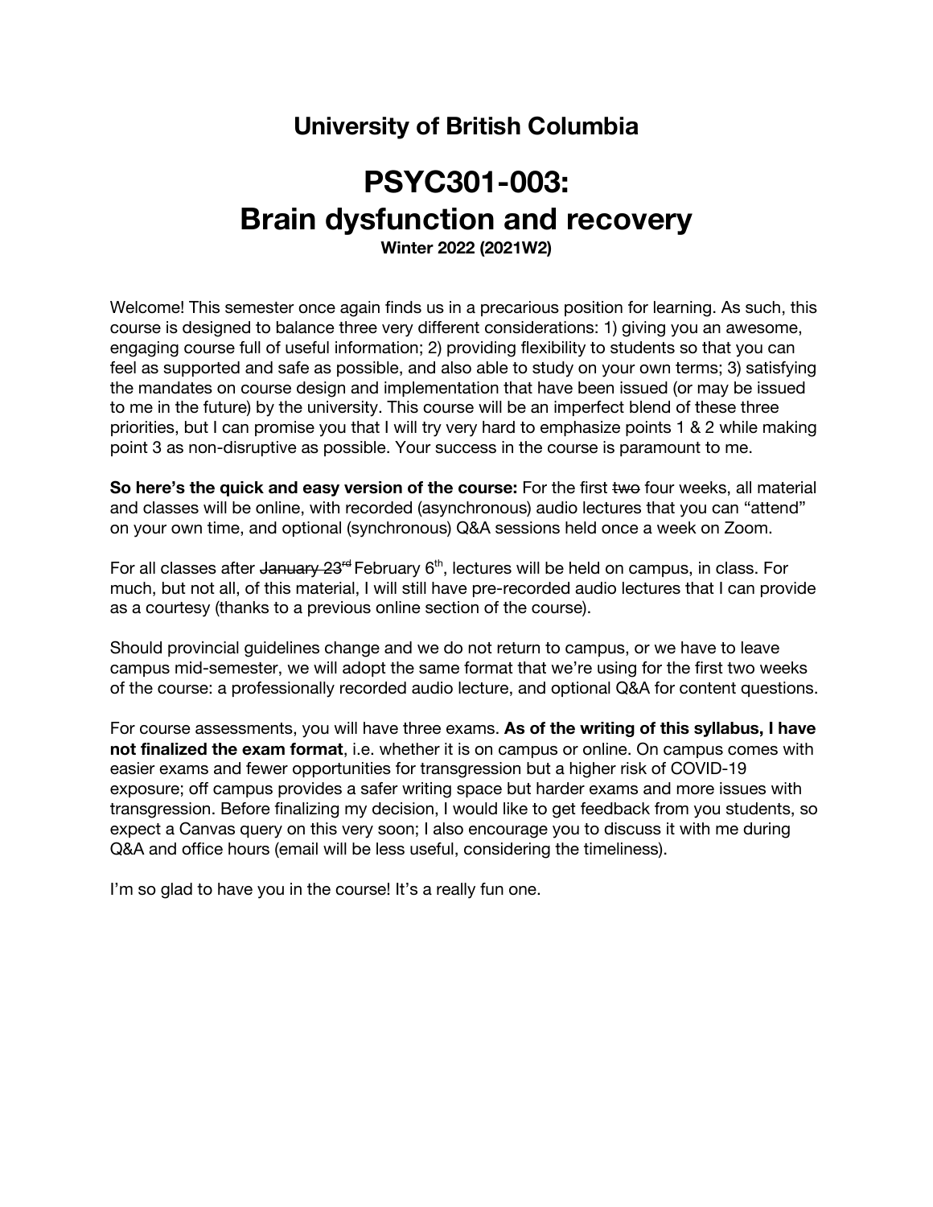# University of British Columbia

# PSYC301-003: Brain dysfunction and recovery

**Winter 2022 (2021W2)**

Welcome! This semester once again finds us in a precarious position for learning. As such, this course is designed to balance three very different considerations: 1) giving you an awesome, engaging course full of useful information; 2) providing flexibility to students so that you can feel as supported and safe as possible, and also able to study on your own terms; 3) satisfying the mandates on course design and implementation that have been issued (or may be issued to me in the future) by the university. This course will be an imperfect blend of these three priorities, but I can promise you that I will try very hard to emphasize points 1 & 2 while making point 3 as non-disruptive as possible. Your success in the course is paramount to me.

**So here's the quick and easy version of the course:** For the first ~~two~~ four weeks, all material and classes will be online, with recorded (asynchronous) audio lectures that you can "attend" on your own time, and optional (synchronous) Q&A sessions held once a week on Zoom.

For all classes after ~~January 23rd~~ February 6th, lectures will be held on campus, in class. For much, but not all, of this material, I will still have pre-recorded audio lectures that I can provide as a courtesy (thanks to a previous online section of the course).

Should provincial guidelines change and we do not return to campus, or we have to leave campus mid-semester, we will adopt the same format that we're using for the first two weeks of the course: a professionally recorded audio lecture, and optional Q&A for content questions.

For course assessments, you will have three exams. **As of the writing of this syllabus, I have not finalized the exam format**, i.e. whether it is on campus or online. On campus comes with easier exams and fewer opportunities for transgression but a higher risk of COVID-19 exposure; off campus provides a safer writing space but harder exams and more issues with transgression. Before finalizing my decision, I would like to get feedback from you students, so expect a Canvas query on this very soon; I also encourage you to discuss it with me during Q&A and office hours (email will be less useful, considering the timeliness).

I'm so glad to have you in the course! It's a really fun one.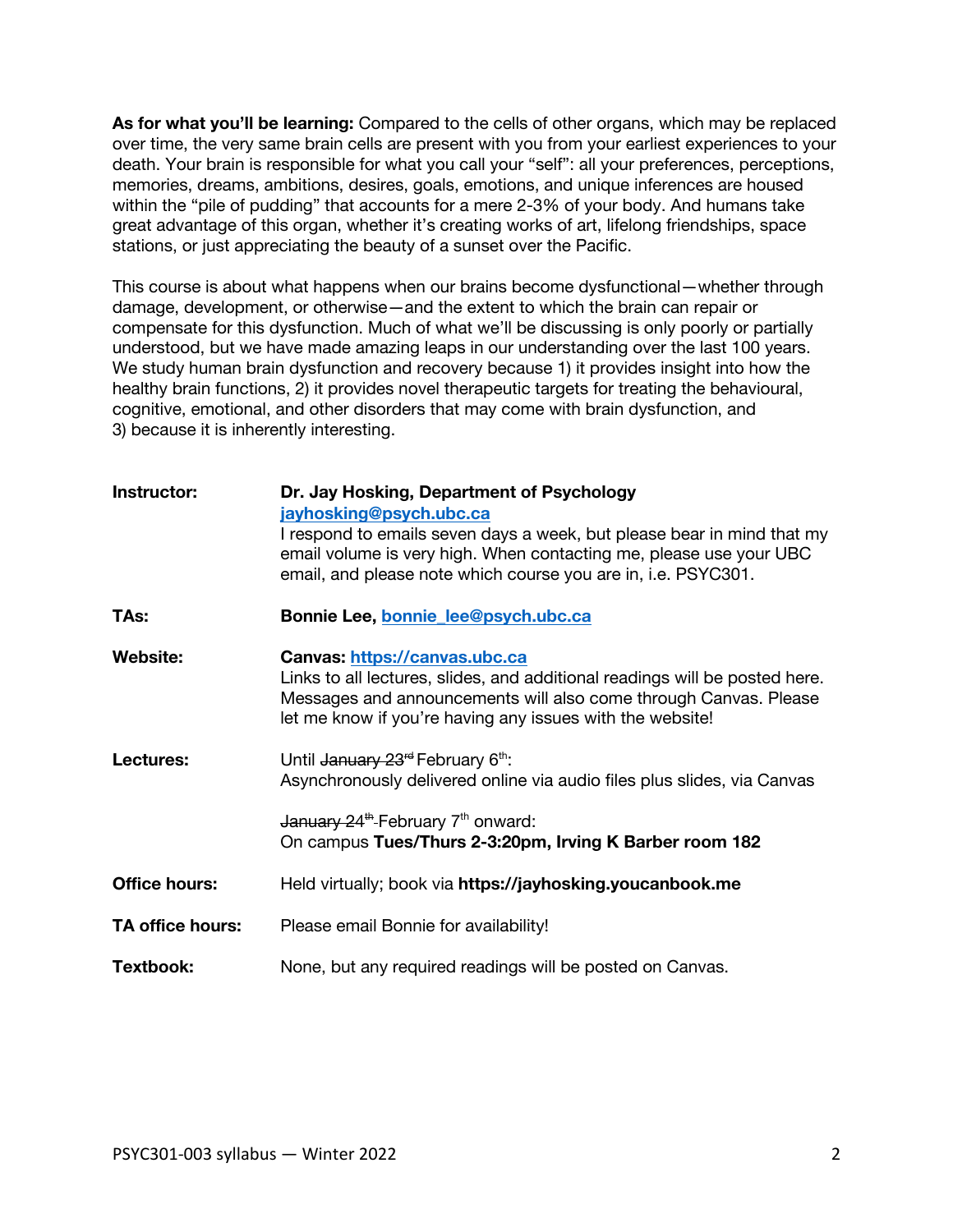**As for what you'll be learning:** Compared to the cells of other organs, which may be replaced over time, the very same brain cells are present with you from your earliest experiences to your death. Your brain is responsible for what you call your "self": all your preferences, perceptions, memories, dreams, ambitions, desires, goals, emotions, and unique inferences are housed within the "pile of pudding" that accounts for a mere 2-3% of your body. And humans take great advantage of this organ, whether it's creating works of art, lifelong friendships, space stations, or just appreciating the beauty of a sunset over the Pacific.

This course is about what happens when our brains become dysfunctional—whether through damage, development, or otherwise—and the extent to which the brain can repair or compensate for this dysfunction. Much of what we'll be discussing is only poorly or partially understood, but we have made amazing leaps in our understanding over the last 100 years. We study human brain dysfunction and recovery because 1) it provides insight into how the healthy brain functions, 2) it provides novel therapeutic targets for treating the behavioural, cognitive, emotional, and other disorders that may come with brain dysfunction, and 3) because it is inherently interesting.

| | |
|---|---|
| **Instructor:** | **Dr. Jay Hosking, Department of Psychology** [jayhosking@psych.ubc.ca](mailto:jayhosking@psych.ubc.ca) I respond to emails seven days a week, but please bear in mind that my email volume is very high. When contacting me, please use your UBC email, and please note which course you are in, i.e. PSYC301. |
| **TAs:** | **Bonnie Lee, [bonnie_lee@psych.ubc.ca](mailto:bonnie_lee@psych.ubc.ca)** |
| **Website:** | **Canvas: [https://canvas.ubc.ca](https://canvas.ubc.ca)** Links to all lectures, slides, and additional readings will be posted here. Messages and announcements will also come through Canvas. Please let me know if you're having any issues with the website! |
| **Lectures:** | Until ~~January 23rd~~ February 6th: Asynchronously delivered online via audio files plus slides, via Canvas<br><br>~~January 24th~~ February 7th onward: On campus **Tues/Thurs 2-3:20pm, Irving K Barber room 182** |
| **Office hours:** | Held virtually; book via **https://jayhosking.youcanbook.me** |
| **TA office hours:** | Please email Bonnie for availability! |
| **Textbook:** | None, but any required readings will be posted on Canvas. |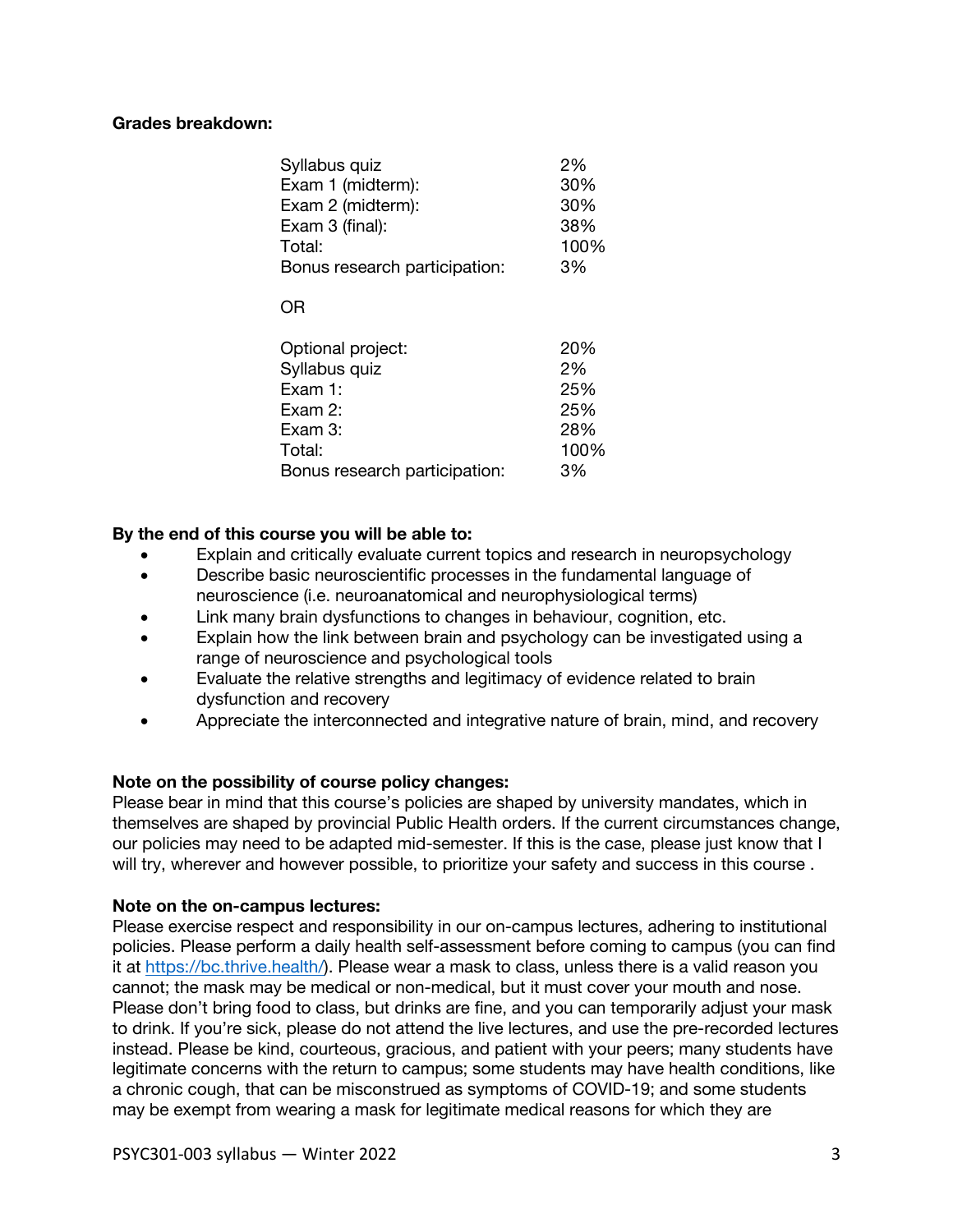**Grades breakdown:**

| | |
|---|---|
| Syllabus quiz | 2% |
| Exam 1 (midterm): | 30% |
| Exam 2 (midterm): | 30% |
| Exam 3 (final): | 38% |
| Total: | 100% |
| Bonus research participation: | 3% |

OR

| | |
|---|---|
| Optional project: | 20% |
| Syllabus quiz | 2% |
| Exam 1: | 25% |
| Exam 2: | 25% |
| Exam 3: | 28% |
| Total: | 100% |
| Bonus research participation: | 3% |

**By the end of this course you will be able to:**

- Explain and critically evaluate current topics and research in neuropsychology
- Describe basic neuroscientific processes in the fundamental language of neuroscience (i.e. neuroanatomical and neurophysiological terms)
- Link many brain dysfunctions to changes in behaviour, cognition, etc.
- Explain how the link between brain and psychology can be investigated using a range of neuroscience and psychological tools
- Evaluate the relative strengths and legitimacy of evidence related to brain dysfunction and recovery
- Appreciate the interconnected and integrative nature of brain, mind, and recovery

**Note on the possibility of course policy changes:**
Please bear in mind that this course's policies are shaped by university mandates, which in themselves are shaped by provincial Public Health orders. If the current circumstances change, our policies may need to be adapted mid-semester. If this is the case, please just know that I will try, wherever and however possible, to prioritize your safety and success in this course .

**Note on the on-campus lectures:**
Please exercise respect and responsibility in our on-campus lectures, adhering to institutional policies. Please perform a daily health self-assessment before coming to campus (you can find it at https://bc.thrive.health/). Please wear a mask to class, unless there is a valid reason you cannot; the mask may be medical or non-medical, but it must cover your mouth and nose. Please don't bring food to class, but drinks are fine, and you can temporarily adjust your mask to drink. If you're sick, please do not attend the live lectures, and use the pre-recorded lectures instead. Please be kind, courteous, gracious, and patient with your peers; many students have legitimate concerns with the return to campus; some students may have health conditions, like a chronic cough, that can be misconstrued as symptoms of COVID-19; and some students may be exempt from wearing a mask for legitimate medical reasons for which they are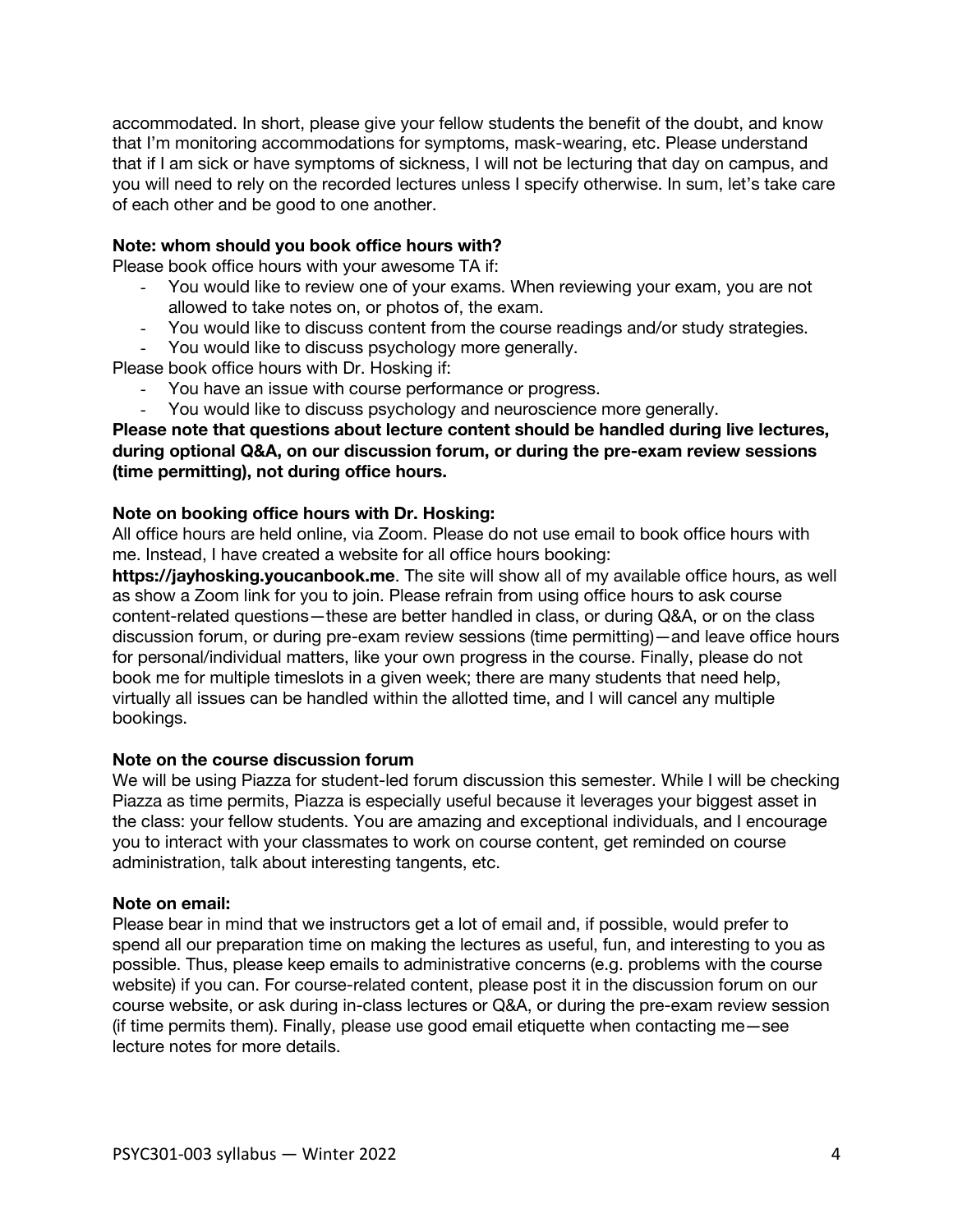accommodated. In short, please give your fellow students the benefit of the doubt, and know that I'm monitoring accommodations for symptoms, mask-wearing, etc. Please understand that if I am sick or have symptoms of sickness, I will not be lecturing that day on campus, and you will need to rely on the recorded lectures unless I specify otherwise. In sum, let's take care of each other and be good to one another.

**Note: whom should you book office hours with?**

Please book office hours with your awesome TA if:

- You would like to review one of your exams. When reviewing your exam, you are not allowed to take notes on, or photos of, the exam.
- You would like to discuss content from the course readings and/or study strategies.
- You would like to discuss psychology more generally.

Please book office hours with Dr. Hosking if:

- You have an issue with course performance or progress.
- You would like to discuss psychology and neuroscience more generally.

**Please note that questions about lecture content should be handled during live lectures, during optional Q&A, on our discussion forum, or during the pre-exam review sessions (time permitting), not during office hours.**

**Note on booking office hours with Dr. Hosking:**

All office hours are held online, via Zoom. Please do not use email to book office hours with me. Instead, I have created a website for all office hours booking: **https://jayhosking.youcanbook.me**. The site will show all of my available office hours, as well as show a Zoom link for you to join. Please refrain from using office hours to ask course content-related questions—these are better handled in class, or during Q&A, or on the class discussion forum, or during pre-exam review sessions (time permitting)—and leave office hours for personal/individual matters, like your own progress in the course. Finally, please do not book me for multiple timeslots in a given week; there are many students that need help, virtually all issues can be handled within the allotted time, and I will cancel any multiple bookings.

**Note on the course discussion forum**

We will be using Piazza for student-led forum discussion this semester. While I will be checking Piazza as time permits, Piazza is especially useful because it leverages your biggest asset in the class: your fellow students. You are amazing and exceptional individuals, and I encourage you to interact with your classmates to work on course content, get reminded on course administration, talk about interesting tangents, etc.

**Note on email:**

Please bear in mind that we instructors get a lot of email and, if possible, would prefer to spend all our preparation time on making the lectures as useful, fun, and interesting to you as possible. Thus, please keep emails to administrative concerns (e.g. problems with the course website) if you can. For course-related content, please post it in the discussion forum on our course website, or ask during in-class lectures or Q&A, or during the pre-exam review session (if time permits them). Finally, please use good email etiquette when contacting me—see lecture notes for more details.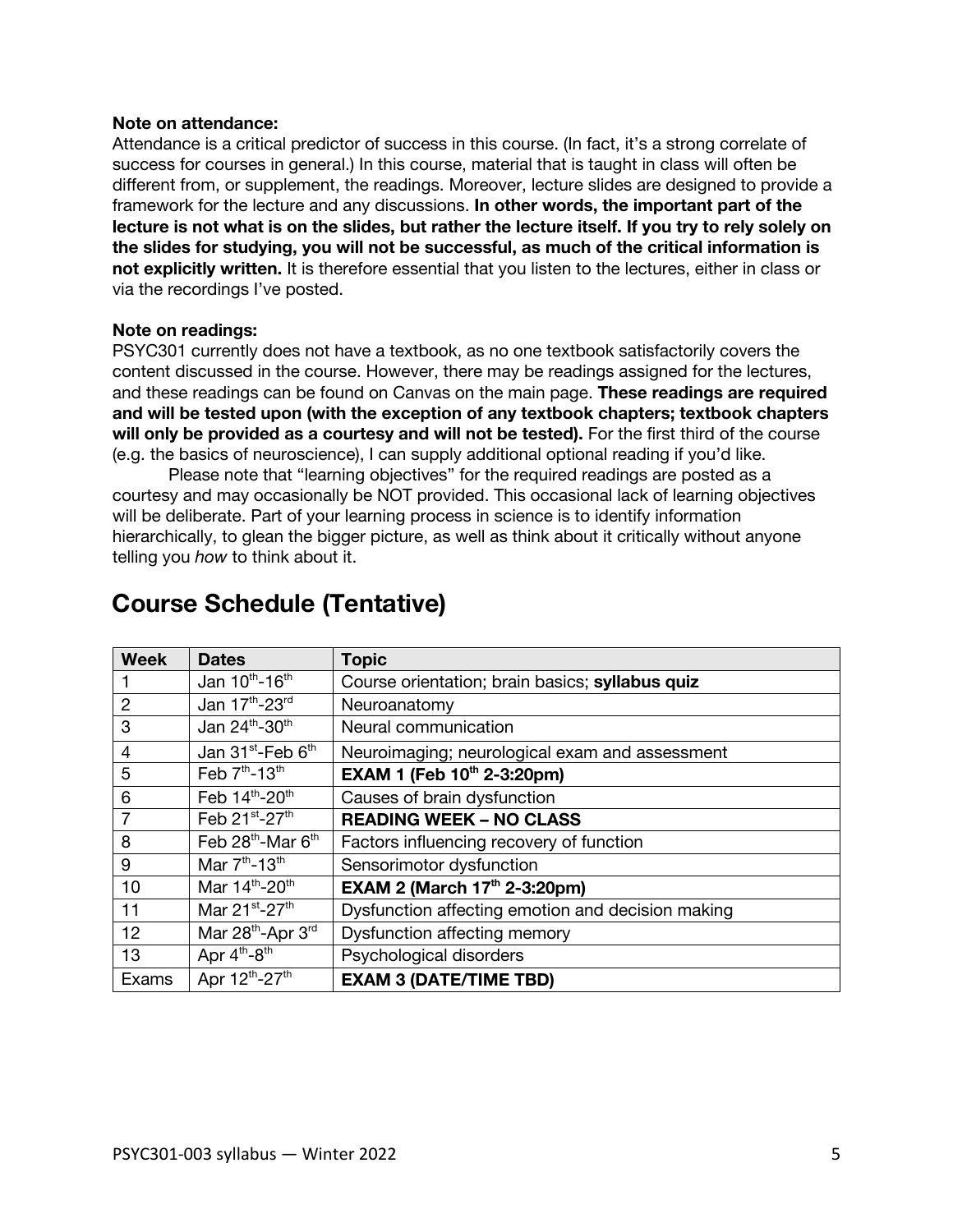**Note on attendance:**
Attendance is a critical predictor of success in this course. (In fact, it's a strong correlate of success for courses in general.) In this course, material that is taught in class will often be different from, or supplement, the readings. Moreover, lecture slides are designed to provide a framework for the lecture and any discussions. **In other words, the important part of the lecture is not what is on the slides, but rather the lecture itself. If you try to rely solely on the slides for studying, you will not be successful, as much of the critical information is not explicitly written.** It is therefore essential that you listen to the lectures, either in class or via the recordings I've posted.

**Note on readings:**
PSYC301 currently does not have a textbook, as no one textbook satisfactorily covers the content discussed in the course. However, there may be readings assigned for the lectures, and these readings can be found on Canvas on the main page. **These readings are required and will be tested upon (with the exception of any textbook chapters; textbook chapters will only be provided as a courtesy and will not be tested).** For the first third of the course (e.g. the basics of neuroscience), I can supply additional optional reading if you'd like.

Please note that "learning objectives" for the required readings are posted as a courtesy and may occasionally be NOT provided. This occasional lack of learning objectives will be deliberate. Part of your learning process in science is to identify information hierarchically, to glean the bigger picture, as well as think about it critically without anyone telling you *how* to think about it.

## Course Schedule (Tentative)

| Week | Dates | Topic |
|---|---|---|
| 1 | Jan 10th-16th | Course orientation; brain basics; **syllabus quiz** |
| 2 | Jan 17th-23rd | Neuroanatomy |
| 3 | Jan 24th-30th | Neural communication |
| 4 | Jan 31st-Feb 6th | Neuroimaging; neurological exam and assessment |
| 5 | Feb 7th-13th | **EXAM 1 (Feb 10th 2-3:20pm)** |
| 6 | Feb 14th-20th | Causes of brain dysfunction |
| 7 | Feb 21st-27th | **READING WEEK – NO CLASS** |
| 8 | Feb 28th-Mar 6th | Factors influencing recovery of function |
| 9 | Mar 7th-13th | Sensorimotor dysfunction |
| 10 | Mar 14th-20th | **EXAM 2 (March 17th 2-3:20pm)** |
| 11 | Mar 21st-27th | Dysfunction affecting emotion and decision making |
| 12 | Mar 28th-Apr 3rd | Dysfunction affecting memory |
| 13 | Apr 4th-8th | Psychological disorders |
| Exams | Apr 12th-27th | **EXAM 3 (DATE/TIME TBD)** |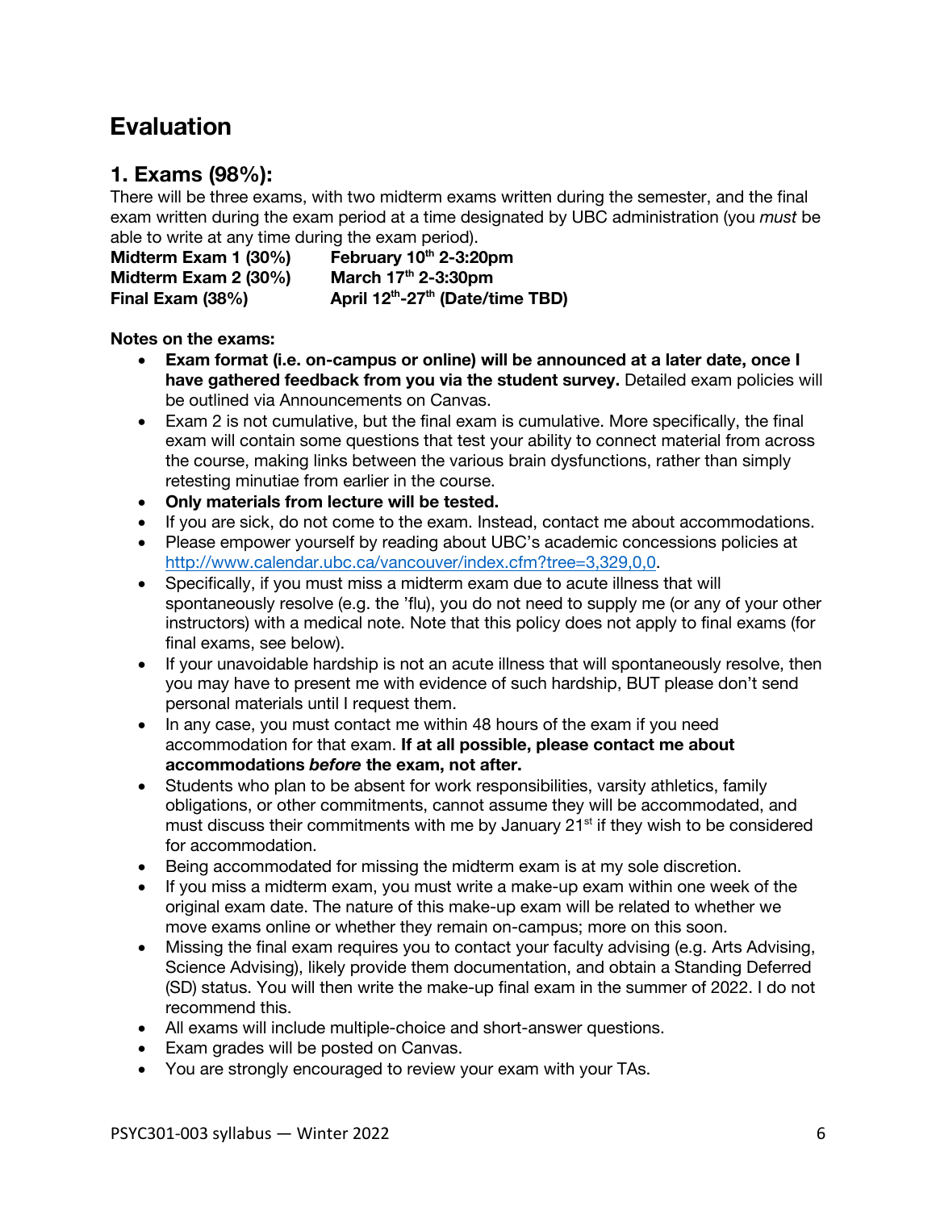# Evaluation

## 1. Exams (98%):

There will be three exams, with two midterm exams written during the semester, and the final exam written during the exam period at a time designated by UBC administration (you *must* be able to write at any time during the exam period).

**Midterm Exam 1 (30%)** **February 10th 2-3:20pm**
**Midterm Exam 2 (30%)** **March 17th 2-3:30pm**
**Final Exam (38%)** **April 12th-27th (Date/time TBD)**

**Notes on the exams:**

- **Exam format (i.e. on-campus or online) will be announced at a later date, once I have gathered feedback from you via the student survey.** Detailed exam policies will be outlined via Announcements on Canvas.
- Exam 2 is not cumulative, but the final exam is cumulative. More specifically, the final exam will contain some questions that test your ability to connect material from across the course, making links between the various brain dysfunctions, rather than simply retesting minutiae from earlier in the course.
- **Only materials from lecture will be tested.**
- If you are sick, do not come to the exam. Instead, contact me about accommodations.
- Please empower yourself by reading about UBC's academic concessions policies at http://www.calendar.ubc.ca/vancouver/index.cfm?tree=3,329,0,0.
- Specifically, if you must miss a midterm exam due to acute illness that will spontaneously resolve (e.g. the 'flu), you do not need to supply me (or any of your other instructors) with a medical note. Note that this policy does not apply to final exams (for final exams, see below).
- If your unavoidable hardship is not an acute illness that will spontaneously resolve, then you may have to present me with evidence of such hardship, BUT please don't send personal materials until I request them.
- In any case, you must contact me within 48 hours of the exam if you need accommodation for that exam. **If at all possible, please contact me about accommodations *before* the exam, not after.**
- Students who plan to be absent for work responsibilities, varsity athletics, family obligations, or other commitments, cannot assume they will be accommodated, and must discuss their commitments with me by January 21st if they wish to be considered for accommodation.
- Being accommodated for missing the midterm exam is at my sole discretion.
- If you miss a midterm exam, you must write a make-up exam within one week of the original exam date. The nature of this make-up exam will be related to whether we move exams online or whether they remain on-campus; more on this soon.
- Missing the final exam requires you to contact your faculty advising (e.g. Arts Advising, Science Advising), likely provide them documentation, and obtain a Standing Deferred (SD) status. You will then write the make-up final exam in the summer of 2022. I do not recommend this.
- All exams will include multiple-choice and short-answer questions.
- Exam grades will be posted on Canvas.
- You are strongly encouraged to review your exam with your TAs.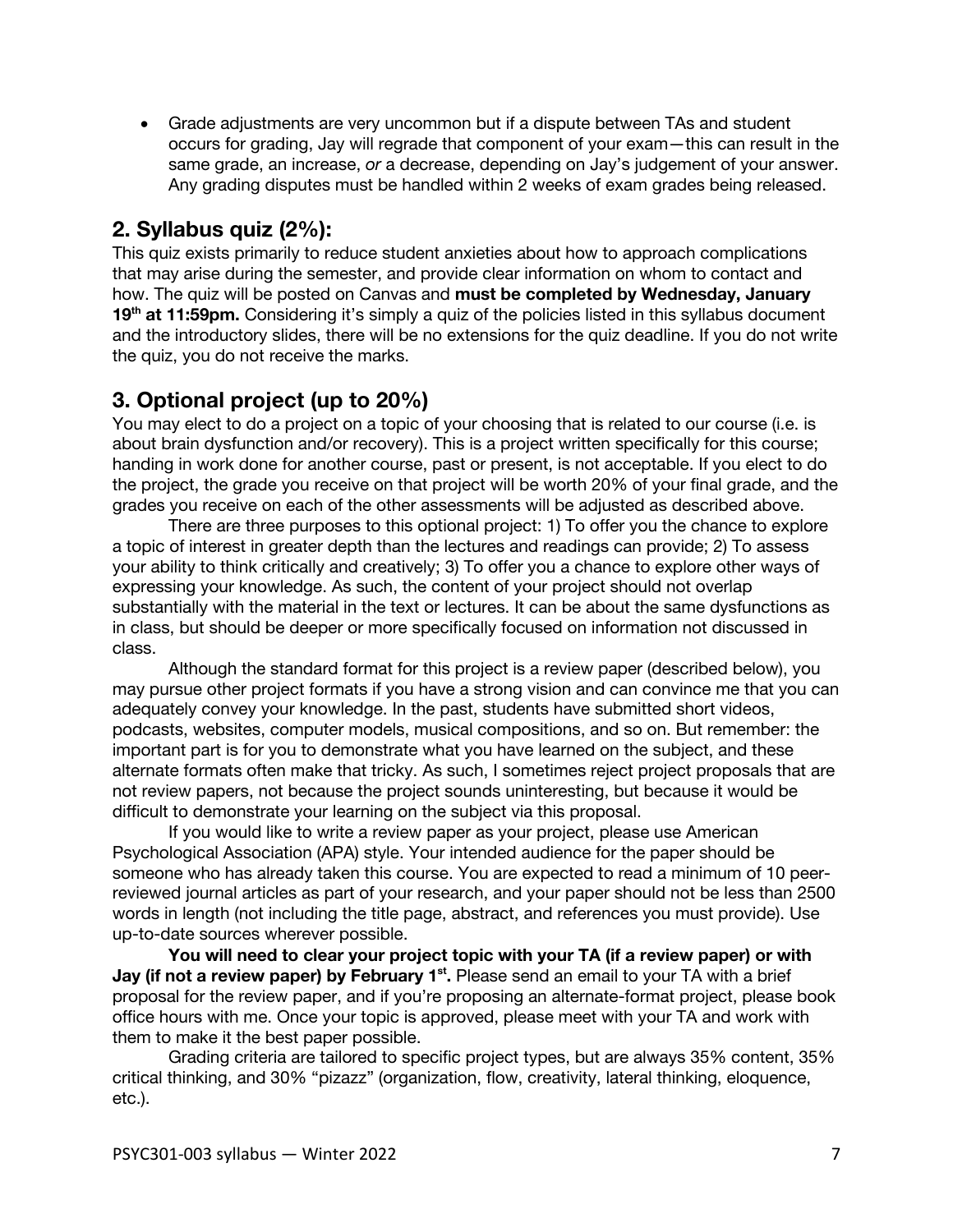- Grade adjustments are very uncommon but if a dispute between TAs and student occurs for grading, Jay will regrade that component of your exam—this can result in the same grade, an increase, *or* a decrease, depending on Jay's judgement of your answer. Any grading disputes must be handled within 2 weeks of exam grades being released.

## 2. Syllabus quiz (2%):

This quiz exists primarily to reduce student anxieties about how to approach complications that may arise during the semester, and provide clear information on whom to contact and how. The quiz will be posted on Canvas and **must be completed by Wednesday, January 19th at 11:59pm.** Considering it's simply a quiz of the policies listed in this syllabus document and the introductory slides, there will be no extensions for the quiz deadline. If you do not write the quiz, you do not receive the marks.

## 3. Optional project (up to 20%)

You may elect to do a project on a topic of your choosing that is related to our course (i.e. is about brain dysfunction and/or recovery). This is a project written specifically for this course; handing in work done for another course, past or present, is not acceptable. If you elect to do the project, the grade you receive on that project will be worth 20% of your final grade, and the grades you receive on each of the other assessments will be adjusted as described above.

There are three purposes to this optional project: 1) To offer you the chance to explore a topic of interest in greater depth than the lectures and readings can provide; 2) To assess your ability to think critically and creatively; 3) To offer you a chance to explore other ways of expressing your knowledge. As such, the content of your project should not overlap substantially with the material in the text or lectures. It can be about the same dysfunctions as in class, but should be deeper or more specifically focused on information not discussed in class.

Although the standard format for this project is a review paper (described below), you may pursue other project formats if you have a strong vision and can convince me that you can adequately convey your knowledge. In the past, students have submitted short videos, podcasts, websites, computer models, musical compositions, and so on. But remember: the important part is for you to demonstrate what you have learned on the subject, and these alternate formats often make that tricky. As such, I sometimes reject project proposals that are not review papers, not because the project sounds uninteresting, but because it would be difficult to demonstrate your learning on the subject via this proposal.

If you would like to write a review paper as your project, please use American Psychological Association (APA) style. Your intended audience for the paper should be someone who has already taken this course. You are expected to read a minimum of 10 peer-reviewed journal articles as part of your research, and your paper should not be less than 2500 words in length (not including the title page, abstract, and references you must provide). Use up-to-date sources wherever possible.

**You will need to clear your project topic with your TA (if a review paper) or with Jay (if not a review paper) by February 1st.** Please send an email to your TA with a brief proposal for the review paper, and if you're proposing an alternate-format project, please book office hours with me. Once your topic is approved, please meet with your TA and work with them to make it the best paper possible.

Grading criteria are tailored to specific project types, but are always 35% content, 35% critical thinking, and 30% "pizazz" (organization, flow, creativity, lateral thinking, eloquence, etc.).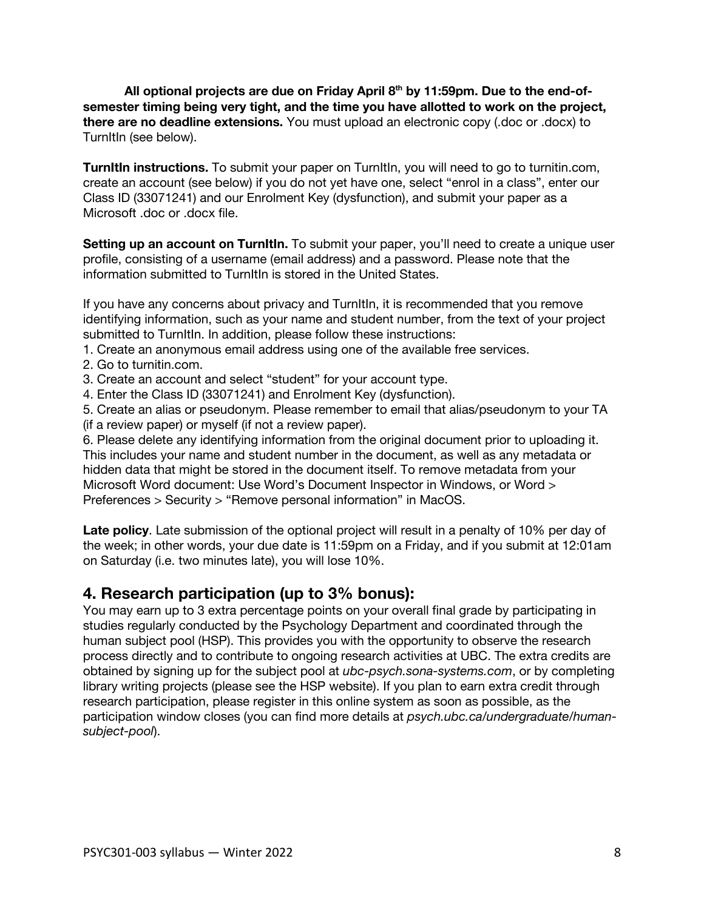**All optional projects are due on Friday April 8th by 11:59pm. Due to the end-of-semester timing being very tight, and the time you have allotted to work on the project, there are no deadline extensions.** You must upload an electronic copy (.doc or .docx) to TurnItIn (see below).

**TurnItIn instructions.** To submit your paper on TurnItIn, you will need to go to turnitin.com, create an account (see below) if you do not yet have one, select "enrol in a class", enter our Class ID (33071241) and our Enrolment Key (dysfunction), and submit your paper as a Microsoft .doc or .docx file.

**Setting up an account on TurnItIn.** To submit your paper, you'll need to create a unique user profile, consisting of a username (email address) and a password. Please note that the information submitted to TurnItIn is stored in the United States.

If you have any concerns about privacy and TurnItIn, it is recommended that you remove identifying information, such as your name and student number, from the text of your project submitted to TurnItIn. In addition, please follow these instructions:

1. Create an anonymous email address using one of the available free services.
2. Go to turnitin.com.
3. Create an account and select "student" for your account type.
4. Enter the Class ID (33071241) and Enrolment Key (dysfunction).
5. Create an alias or pseudonym. Please remember to email that alias/pseudonym to your TA (if a review paper) or myself (if not a review paper).
6. Please delete any identifying information from the original document prior to uploading it. This includes your name and student number in the document, as well as any metadata or hidden data that might be stored in the document itself. To remove metadata from your Microsoft Word document: Use Word's Document Inspector in Windows, or Word > Preferences > Security > "Remove personal information" in MacOS.

**Late policy**. Late submission of the optional project will result in a penalty of 10% per day of the week; in other words, your due date is 11:59pm on a Friday, and if you submit at 12:01am on Saturday (i.e. two minutes late), you will lose 10%.

## 4. Research participation (up to 3% bonus):

You may earn up to 3 extra percentage points on your overall final grade by participating in studies regularly conducted by the Psychology Department and coordinated through the human subject pool (HSP). This provides you with the opportunity to observe the research process directly and to contribute to ongoing research activities at UBC. The extra credits are obtained by signing up for the subject pool at *ubc-psych.sona-systems.com*, or by completing library writing projects (please see the HSP website). If you plan to earn extra credit through research participation, please register in this online system as soon as possible, as the participation window closes (you can find more details at *psych.ubc.ca/undergraduate/human-subject-pool*).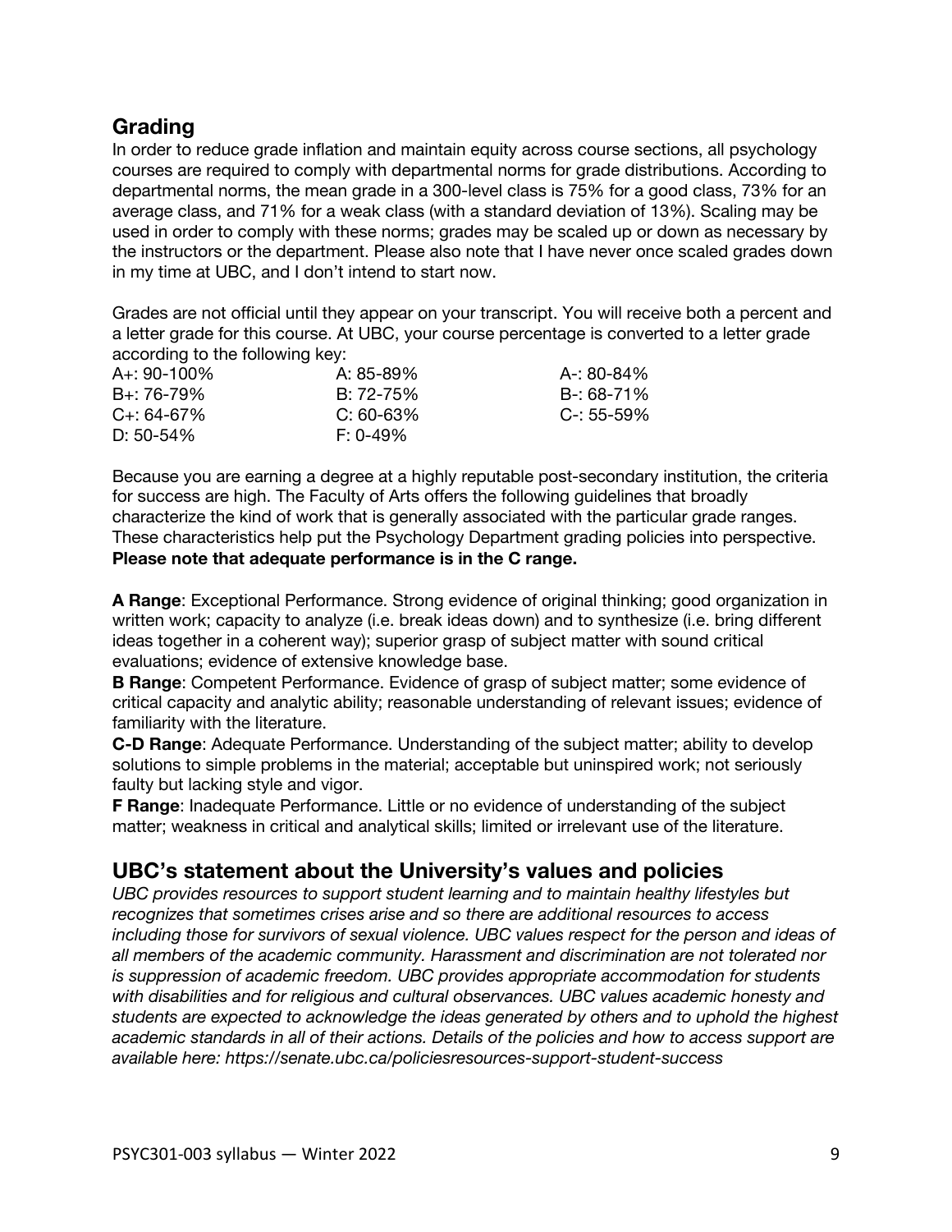## Grading

In order to reduce grade inflation and maintain equity across course sections, all psychology courses are required to comply with departmental norms for grade distributions. According to departmental norms, the mean grade in a 300-level class is 75% for a good class, 73% for an average class, and 71% for a weak class (with a standard deviation of 13%). Scaling may be used in order to comply with these norms; grades may be scaled up or down as necessary by the instructors or the department. Please also note that I have never once scaled grades down in my time at UBC, and I don't intend to start now.

Grades are not official until they appear on your transcript. You will receive both a percent and a letter grade for this course. At UBC, your course percentage is converted to a letter grade according to the following key:

| | | |
|---|---|---|
| A+: 90-100% | A: 85-89% | A-: 80-84% |
| B+: 76-79% | B: 72-75% | B-: 68-71% |
| C+: 64-67% | C: 60-63% | C-: 55-59% |
| D: 50-54% | F: 0-49% | |

Because you are earning a degree at a highly reputable post-secondary institution, the criteria for success are high. The Faculty of Arts offers the following guidelines that broadly characterize the kind of work that is generally associated with the particular grade ranges. These characteristics help put the Psychology Department grading policies into perspective. **Please note that adequate performance is in the C range.**

**A Range**: Exceptional Performance. Strong evidence of original thinking; good organization in written work; capacity to analyze (i.e. break ideas down) and to synthesize (i.e. bring different ideas together in a coherent way); superior grasp of subject matter with sound critical evaluations; evidence of extensive knowledge base.

**B Range**: Competent Performance. Evidence of grasp of subject matter; some evidence of critical capacity and analytic ability; reasonable understanding of relevant issues; evidence of familiarity with the literature.

**C-D Range**: Adequate Performance. Understanding of the subject matter; ability to develop solutions to simple problems in the material; acceptable but uninspired work; not seriously faulty but lacking style and vigor.

**F Range**: Inadequate Performance. Little or no evidence of understanding of the subject matter; weakness in critical and analytical skills; limited or irrelevant use of the literature.

## UBC's statement about the University's values and policies

*UBC provides resources to support student learning and to maintain healthy lifestyles but recognizes that sometimes crises arise and so there are additional resources to access including those for survivors of sexual violence. UBC values respect for the person and ideas of all members of the academic community. Harassment and discrimination are not tolerated nor is suppression of academic freedom. UBC provides appropriate accommodation for students with disabilities and for religious and cultural observances. UBC values academic honesty and students are expected to acknowledge the ideas generated by others and to uphold the highest academic standards in all of their actions. Details of the policies and how to access support are available here: https://senate.ubc.ca/policiesresources-support-student-success*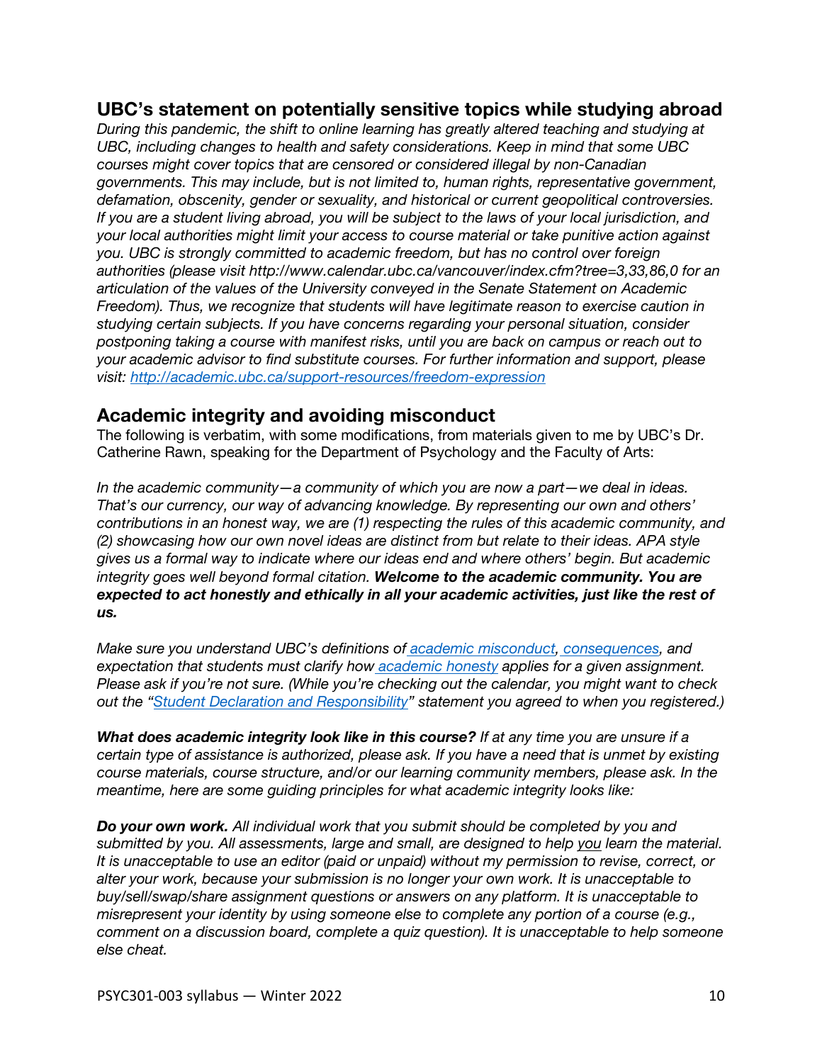## UBC's statement on potentially sensitive topics while studying abroad

*During this pandemic, the shift to online learning has greatly altered teaching and studying at UBC, including changes to health and safety considerations. Keep in mind that some UBC courses might cover topics that are censored or considered illegal by non-Canadian governments. This may include, but is not limited to, human rights, representative government, defamation, obscenity, gender or sexuality, and historical or current geopolitical controversies. If you are a student living abroad, you will be subject to the laws of your local jurisdiction, and your local authorities might limit your access to course material or take punitive action against you. UBC is strongly committed to academic freedom, but has no control over foreign authorities (please visit http://www.calendar.ubc.ca/vancouver/index.cfm?tree=3,33,86,0 for an articulation of the values of the University conveyed in the Senate Statement on Academic Freedom). Thus, we recognize that students will have legitimate reason to exercise caution in studying certain subjects. If you have concerns regarding your personal situation, consider postponing taking a course with manifest risks, until you are back on campus or reach out to your academic advisor to find substitute courses. For further information and support, please visit: [http://academic.ubc.ca/support-resources/freedom-expression](http://academic.ubc.ca/support-resources/freedom-expression)*

## Academic integrity and avoiding misconduct

The following is verbatim, with some modifications, from materials given to me by UBC's Dr. Catherine Rawn, speaking for the Department of Psychology and the Faculty of Arts:

*In the academic community—a community of which you are now a part—we deal in ideas. That's our currency, our way of advancing knowledge. By representing our own and others' contributions in an honest way, we are (1) respecting the rules of this academic community, and (2) showcasing how our own novel ideas are distinct from but relate to their ideas. APA style gives us a formal way to indicate where our ideas end and where others' begin. But academic integrity goes well beyond formal citation.* ***Welcome to the academic community. You are expected to act honestly and ethically in all your academic activities, just like the rest of us.***

*Make sure you understand UBC's definitions of academic misconduct, consequences, and expectation that students must clarify how academic honesty applies for a given assignment. Please ask if you're not sure. (While you're checking out the calendar, you might want to check out the "Student Declaration and Responsibility" statement you agreed to when you registered.)*

***What does academic integrity look like in this course?*** *If at any time you are unsure if a certain type of assistance is authorized, please ask. If you have a need that is unmet by existing course materials, course structure, and/or our learning community members, please ask. In the meantime, here are some guiding principles for what academic integrity looks like:*

***Do your own work.*** *All individual work that you submit should be completed by you and submitted by you. All assessments, large and small, are designed to help you learn the material. It is unacceptable to use an editor (paid or unpaid) without my permission to revise, correct, or alter your work, because your submission is no longer your own work. It is unacceptable to buy/sell/swap/share assignment questions or answers on any platform. It is unacceptable to misrepresent your identity by using someone else to complete any portion of a course (e.g., comment on a discussion board, complete a quiz question). It is unacceptable to help someone else cheat.*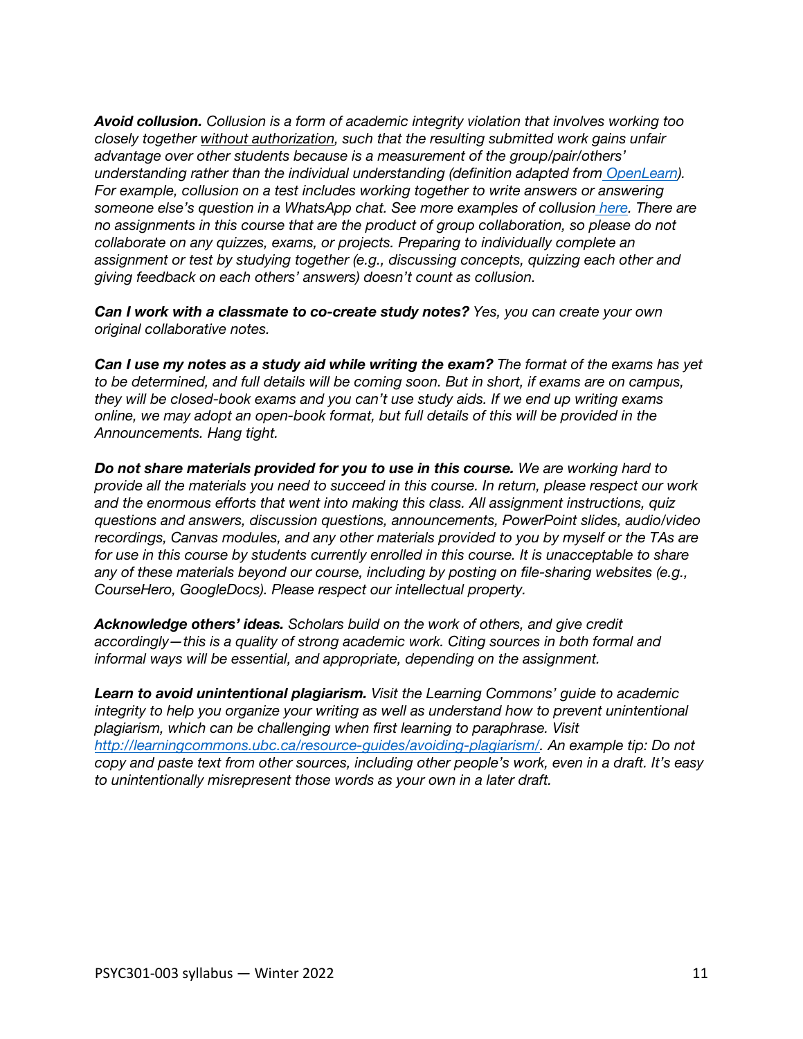***Avoid collusion.*** *Collusion is a form of academic integrity violation that involves working too closely together without authorization, such that the resulting submitted work gains unfair advantage over other students because is a measurement of the group/pair/others' understanding rather than the individual understanding (definition adapted from OpenLearn). For example, collusion on a test includes working together to write answers or answering someone else's question in a WhatsApp chat. See more examples of collusion here. There are no assignments in this course that are the product of group collaboration, so please do not collaborate on any quizzes, exams, or projects. Preparing to individually complete an assignment or test by studying together (e.g., discussing concepts, quizzing each other and giving feedback on each others' answers) doesn't count as collusion.*

***Can I work with a classmate to co-create study notes?*** *Yes, you can create your own original collaborative notes.*

***Can I use my notes as a study aid while writing the exam?*** *The format of the exams has yet to be determined, and full details will be coming soon. But in short, if exams are on campus, they will be closed-book exams and you can't use study aids. If we end up writing exams online, we may adopt an open-book format, but full details of this will be provided in the Announcements. Hang tight.*

***Do not share materials provided for you to use in this course.*** *We are working hard to provide all the materials you need to succeed in this course. In return, please respect our work and the enormous efforts that went into making this class. All assignment instructions, quiz questions and answers, discussion questions, announcements, PowerPoint slides, audio/video recordings, Canvas modules, and any other materials provided to you by myself or the TAs are for use in this course by students currently enrolled in this course. It is unacceptable to share any of these materials beyond our course, including by posting on file-sharing websites (e.g., CourseHero, GoogleDocs). Please respect our intellectual property.*

***Acknowledge others' ideas.*** *Scholars build on the work of others, and give credit accordingly—this is a quality of strong academic work. Citing sources in both formal and informal ways will be essential, and appropriate, depending on the assignment.*

***Learn to avoid unintentional plagiarism.*** *Visit the Learning Commons' guide to academic integrity to help you organize your writing as well as understand how to prevent unintentional plagiarism, which can be challenging when first learning to paraphrase. Visit http://learningcommons.ubc.ca/resource-guides/avoiding-plagiarism/. An example tip: Do not copy and paste text from other sources, including other people's work, even in a draft. It's easy to unintentionally misrepresent those words as your own in a later draft.*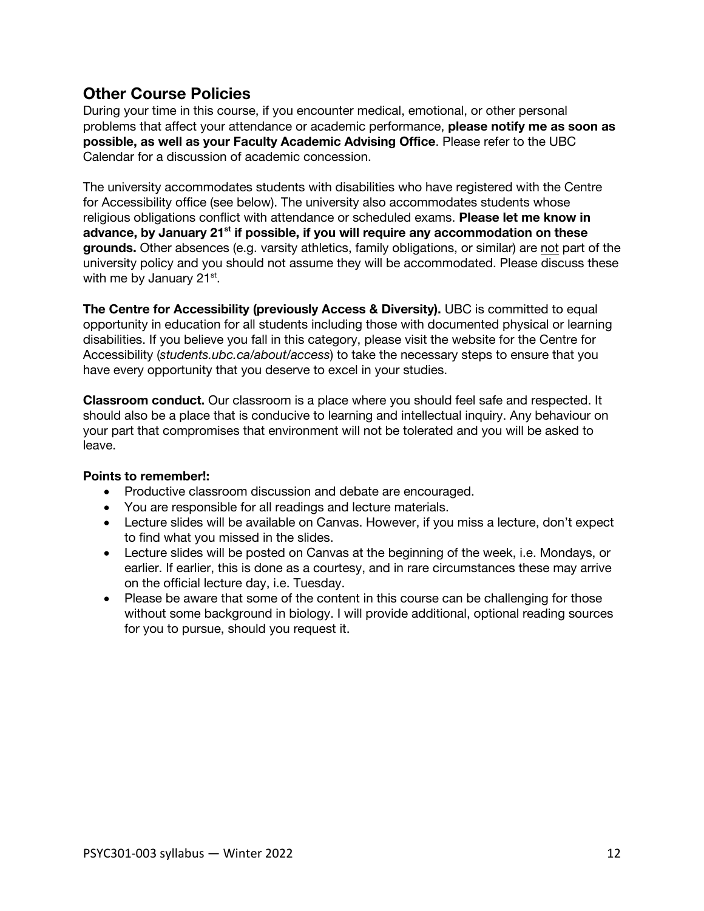## Other Course Policies

During your time in this course, if you encounter medical, emotional, or other personal problems that affect your attendance or academic performance, **please notify me as soon as possible, as well as your Faculty Academic Advising Office**. Please refer to the UBC Calendar for a discussion of academic concession.

The university accommodates students with disabilities who have registered with the Centre for Accessibility office (see below). The university also accommodates students whose religious obligations conflict with attendance or scheduled exams. **Please let me know in advance, by January 21st if possible, if you will require any accommodation on these grounds.** Other absences (e.g. varsity athletics, family obligations, or similar) are <u>not</u> part of the university policy and you should not assume they will be accommodated. Please discuss these with me by January 21st.

**The Centre for Accessibility (previously Access & Diversity).** UBC is committed to equal opportunity in education for all students including those with documented physical or learning disabilities. If you believe you fall in this category, please visit the website for the Centre for Accessibility (*students.ubc.ca/about/access*) to take the necessary steps to ensure that you have every opportunity that you deserve to excel in your studies.

**Classroom conduct.** Our classroom is a place where you should feel safe and respected. It should also be a place that is conducive to learning and intellectual inquiry. Any behaviour on your part that compromises that environment will not be tolerated and you will be asked to leave.

**Points to remember!:**

- Productive classroom discussion and debate are encouraged.
- You are responsible for all readings and lecture materials.
- Lecture slides will be available on Canvas. However, if you miss a lecture, don't expect to find what you missed in the slides.
- Lecture slides will be posted on Canvas at the beginning of the week, i.e. Mondays, or earlier. If earlier, this is done as a courtesy, and in rare circumstances these may arrive on the official lecture day, i.e. Tuesday.
- Please be aware that some of the content in this course can be challenging for those without some background in biology. I will provide additional, optional reading sources for you to pursue, should you request it.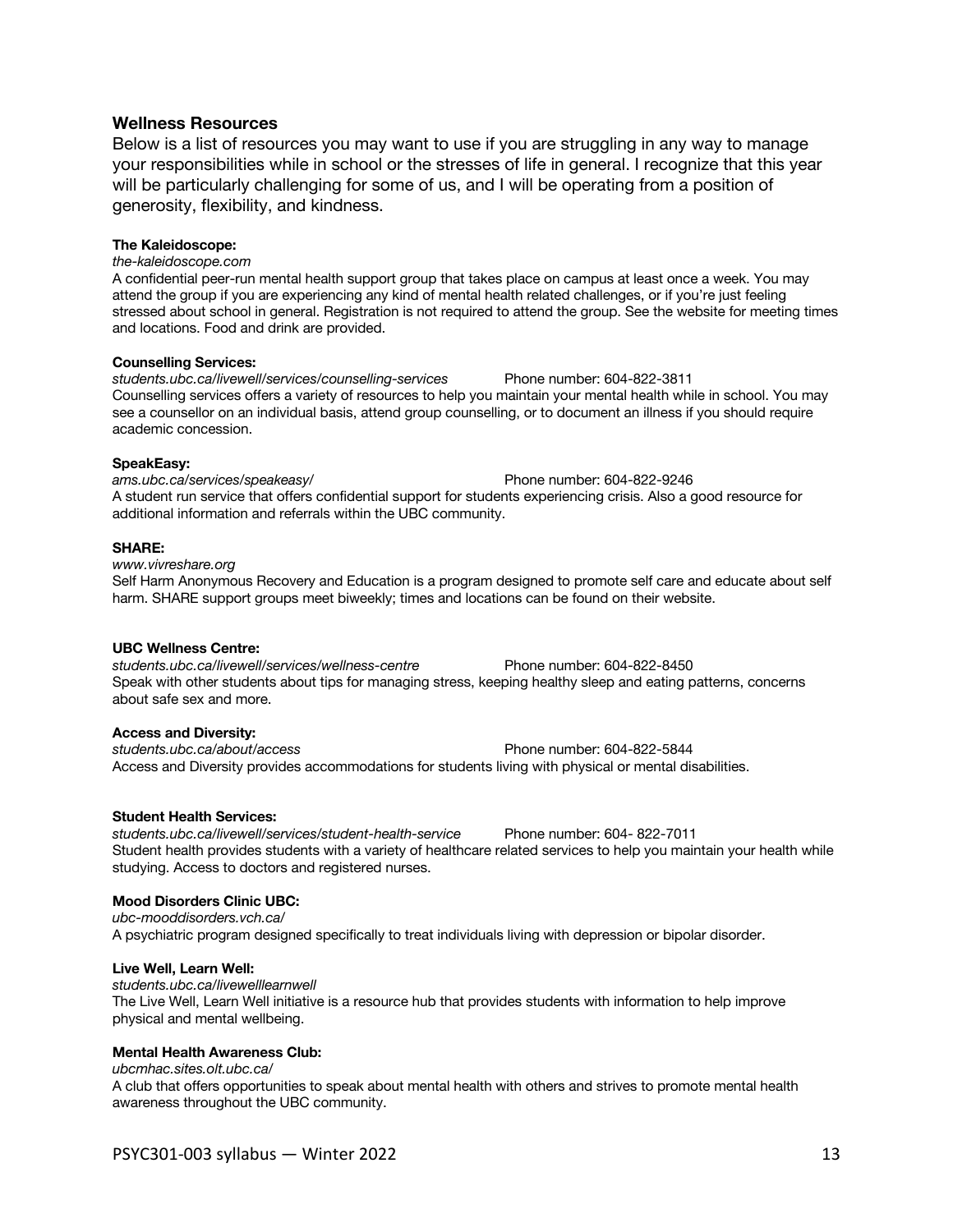## Wellness Resources

Below is a list of resources you may want to use if you are struggling in any way to manage your responsibilities while in school or the stresses of life in general. I recognize that this year will be particularly challenging for some of us, and I will be operating from a position of generosity, flexibility, and kindness.

**The Kaleidoscope:**
*the-kaleidoscope.com*
A confidential peer-run mental health support group that takes place on campus at least once a week. You may attend the group if you are experiencing any kind of mental health related challenges, or if you're just feeling stressed about school in general. Registration is not required to attend the group. See the website for meeting times and locations. Food and drink are provided.

**Counselling Services:**
*students.ubc.ca/livewell/services/counselling-services* Phone number: 604-822-3811
Counselling services offers a variety of resources to help you maintain your mental health while in school. You may see a counsellor on an individual basis, attend group counselling, or to document an illness if you should require academic concession.

**SpeakEasy:**
*ams.ubc.ca/services/speakeasy/* Phone number: 604-822-9246
A student run service that offers confidential support for students experiencing crisis. Also a good resource for additional information and referrals within the UBC community.

**SHARE:**
*www.vivreshare.org*
Self Harm Anonymous Recovery and Education is a program designed to promote self care and educate about self harm. SHARE support groups meet biweekly; times and locations can be found on their website.

**UBC Wellness Centre:**
*students.ubc.ca/livewell/services/wellness-centre* Phone number: 604-822-8450
Speak with other students about tips for managing stress, keeping healthy sleep and eating patterns, concerns about safe sex and more.

**Access and Diversity:**
*students.ubc.ca/about/access* Phone number: 604-822-5844
Access and Diversity provides accommodations for students living with physical or mental disabilities.

**Student Health Services:**
*students.ubc.ca/livewell/services/student-health-service* Phone number: 604- 822-7011
Student health provides students with a variety of healthcare related services to help you maintain your health while studying. Access to doctors and registered nurses.

**Mood Disorders Clinic UBC:**
*ubc-mooddisorders.vch.ca/*
A psychiatric program designed specifically to treat individuals living with depression or bipolar disorder.

**Live Well, Learn Well:**
*students.ubc.ca/livewelllearnwell*
The Live Well, Learn Well initiative is a resource hub that provides students with information to help improve physical and mental wellbeing.

**Mental Health Awareness Club:**
*ubcmhac.sites.olt.ubc.ca/*
A club that offers opportunities to speak about mental health with others and strives to promote mental health awareness throughout the UBC community.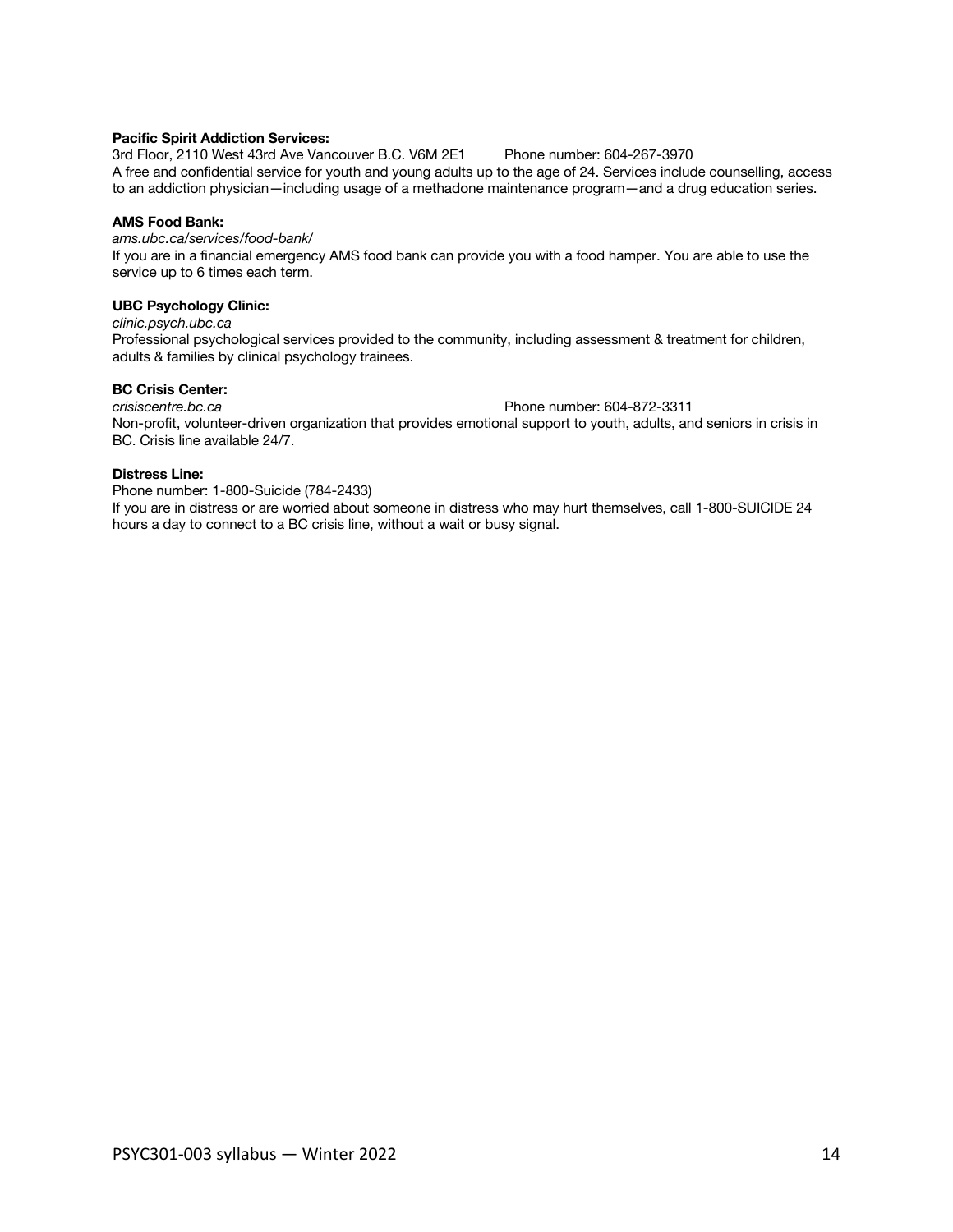**Pacific Spirit Addiction Services:**
3rd Floor, 2110 West 43rd Ave Vancouver B.C. V6M 2E1 Phone number: 604-267-3970
A free and confidential service for youth and young adults up to the age of 24. Services include counselling, access to an addiction physician—including usage of a methadone maintenance program—and a drug education series.

**AMS Food Bank:**
*ams.ubc.ca/services/food-bank/*
If you are in a financial emergency AMS food bank can provide you with a food hamper. You are able to use the service up to 6 times each term.

**UBC Psychology Clinic:**
*clinic.psych.ubc.ca*
Professional psychological services provided to the community, including assessment & treatment for children, adults & families by clinical psychology trainees.

**BC Crisis Center:**
*crisiscentre.bc.ca* Phone number: 604-872-3311
Non-profit, volunteer-driven organization that provides emotional support to youth, adults, and seniors in crisis in BC. Crisis line available 24/7.

**Distress Line:**
Phone number: 1-800-Suicide (784-2433)
If you are in distress or are worried about someone in distress who may hurt themselves, call 1-800-SUICIDE 24 hours a day to connect to a BC crisis line, without a wait or busy signal.